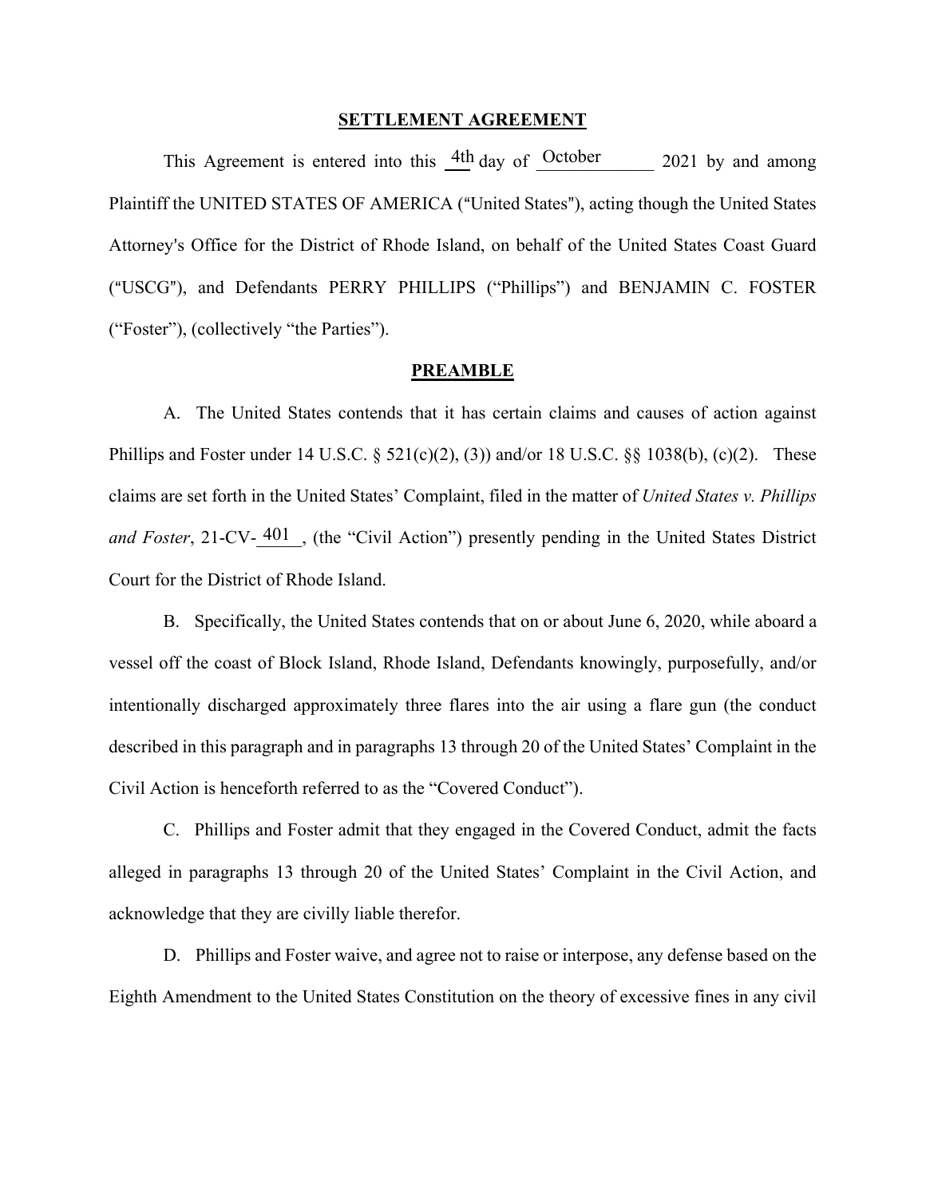# SETTLEMENT AGREEMENT

This Agreement is entered into this 4th day of October 2021 by and among Plaintiff the UNITED STATES OF AMERICA ("United States"), acting though the United States Attorney's Office for the District of Rhode Island, on behalf of the United States Coast Guard ("USCG"), and Defendants PERRY PHILLIPS ("Phillips") and BENJAMIN C. FOSTER ("Foster"), (collectively "the Parties").

## PREAMBLE

A. The United States contends that it has certain claims and causes of action against Phillips and Foster under 14 U.S.C. § 521(c)(2), (3)) and/or 18 U.S.C. §§ 1038(b), (c)(2). These claims are set forth in the United States' Complaint, filed in the matter of *United States v. Phillips and Foster*, 21-CV-401, (the "Civil Action") presently pending in the United States District Court for the District of Rhode Island.

B. Specifically, the United States contends that on or about June 6, 2020, while aboard a vessel off the coast of Block Island, Rhode Island, Defendants knowingly, purposefully, and/or intentionally discharged approximately three flares into the air using a flare gun (the conduct described in this paragraph and in paragraphs 13 through 20 of the United States' Complaint in the Civil Action is henceforth referred to as the "Covered Conduct").

C. Phillips and Foster admit that they engaged in the Covered Conduct, admit the facts alleged in paragraphs 13 through 20 of the United States' Complaint in the Civil Action, and acknowledge that they are civilly liable therefor.

D. Phillips and Foster waive, and agree not to raise or interpose, any defense based on the Eighth Amendment to the United States Constitution on the theory of excessive fines in any civil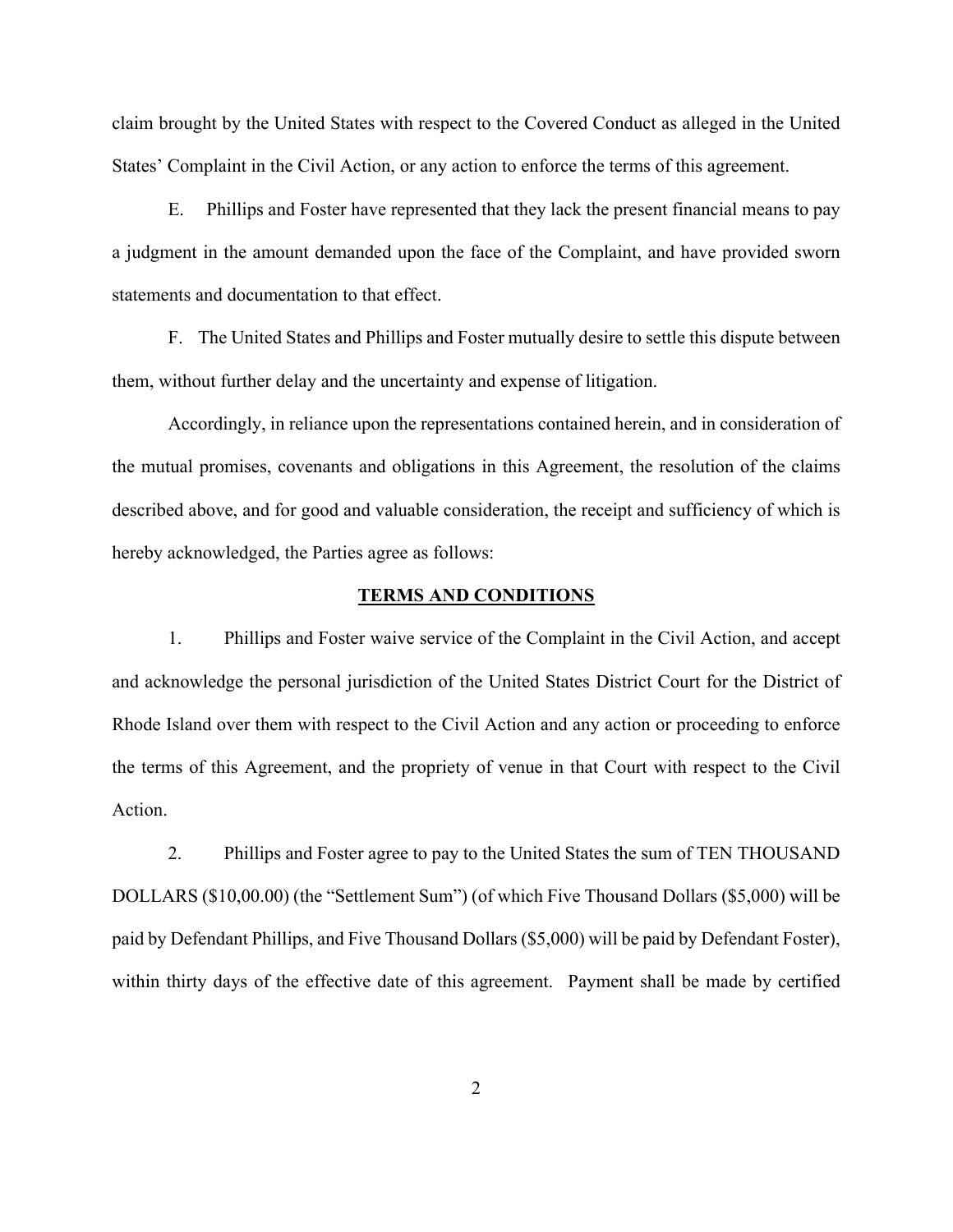claim brought by the United States with respect to the Covered Conduct as alleged in the United States' Complaint in the Civil Action, or any action to enforce the terms of this agreement.

E. Phillips and Foster have represented that they lack the present financial means to pay a judgment in the amount demanded upon the face of the Complaint, and have provided sworn statements and documentation to that effect.

F. The United States and Phillips and Foster mutually desire to settle this dispute between them, without further delay and the uncertainty and expense of litigation.

Accordingly, in reliance upon the representations contained herein, and in consideration of the mutual promises, covenants and obligations in this Agreement, the resolution of the claims described above, and for good and valuable consideration, the receipt and sufficiency of which is hereby acknowledged, the Parties agree as follows:

## **TERMS AND CONDITIONS**

1. Phillips and Foster waive service of the Complaint in the Civil Action, and accept and acknowledge the personal jurisdiction of the United States District Court for the District of Rhode Island over them with respect to the Civil Action and any action or proceeding to enforce the terms of this Agreement, and the propriety of venue in that Court with respect to the Civil Action.

2. Phillips and Foster agree to pay to the United States the sum of TEN THOUSAND DOLLARS ($10,00.00) (the "Settlement Sum") (of which Five Thousand Dollars ($5,000) will be paid by Defendant Phillips, and Five Thousand Dollars ($5,000) will be paid by Defendant Foster), within thirty days of the effective date of this agreement. Payment shall be made by certified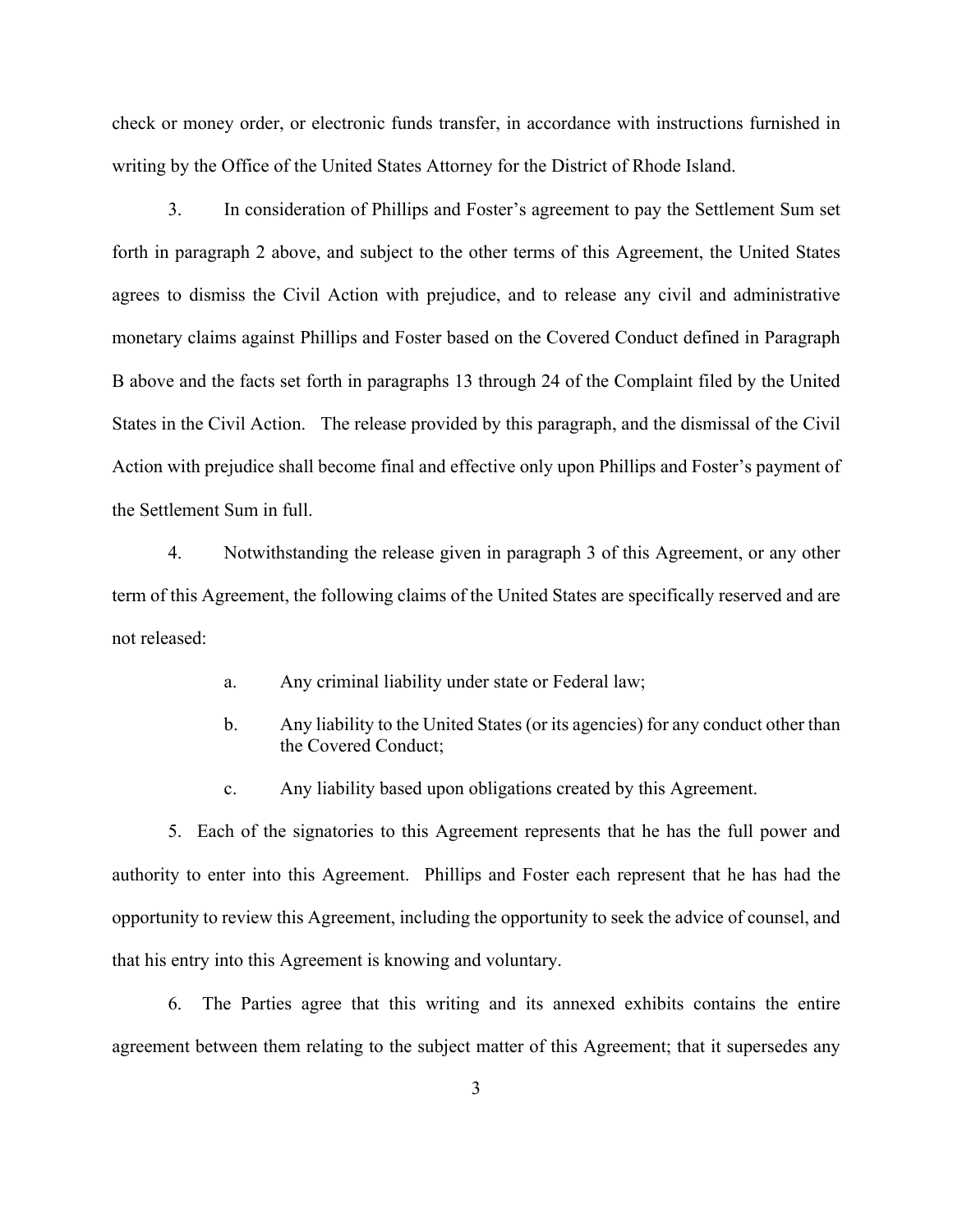check or money order, or electronic funds transfer, in accordance with instructions furnished in writing by the Office of the United States Attorney for the District of Rhode Island.

3. In consideration of Phillips and Foster's agreement to pay the Settlement Sum set forth in paragraph 2 above, and subject to the other terms of this Agreement, the United States agrees to dismiss the Civil Action with prejudice, and to release any civil and administrative monetary claims against Phillips and Foster based on the Covered Conduct defined in Paragraph B above and the facts set forth in paragraphs 13 through 24 of the Complaint filed by the United States in the Civil Action. The release provided by this paragraph, and the dismissal of the Civil Action with prejudice shall become final and effective only upon Phillips and Foster's payment of the Settlement Sum in full.

4. Notwithstanding the release given in paragraph 3 of this Agreement, or any other term of this Agreement, the following claims of the United States are specifically reserved and are not released:

a. Any criminal liability under state or Federal law;

b. Any liability to the United States (or its agencies) for any conduct other than the Covered Conduct;

c. Any liability based upon obligations created by this Agreement.

5. Each of the signatories to this Agreement represents that he has the full power and authority to enter into this Agreement. Phillips and Foster each represent that he has had the opportunity to review this Agreement, including the opportunity to seek the advice of counsel, and that his entry into this Agreement is knowing and voluntary.

6. The Parties agree that this writing and its annexed exhibits contains the entire agreement between them relating to the subject matter of this Agreement; that it supersedes any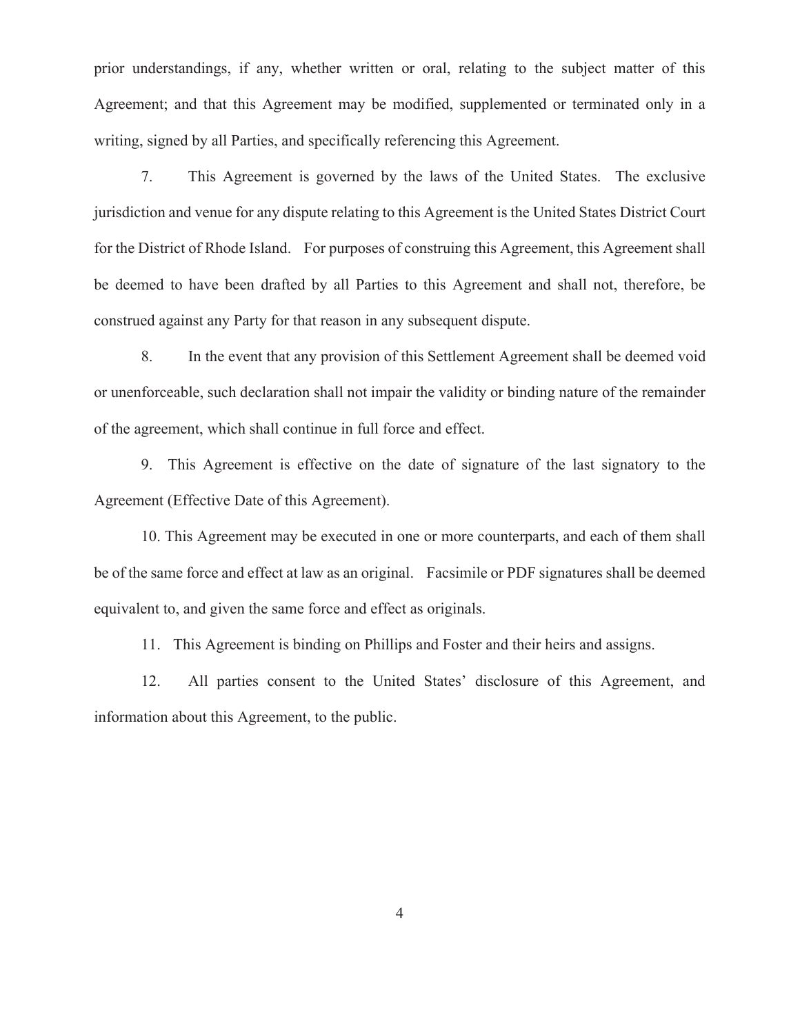prior understandings, if any, whether written or oral, relating to the subject matter of this Agreement; and that this Agreement may be modified, supplemented or terminated only in a writing, signed by all Parties, and specifically referencing this Agreement.

7. This Agreement is governed by the laws of the United States. The exclusive jurisdiction and venue for any dispute relating to this Agreement is the United States District Court for the District of Rhode Island. For purposes of construing this Agreement, this Agreement shall be deemed to have been drafted by all Parties to this Agreement and shall not, therefore, be construed against any Party for that reason in any subsequent dispute.

8. In the event that any provision of this Settlement Agreement shall be deemed void or unenforceable, such declaration shall not impair the validity or binding nature of the remainder of the agreement, which shall continue in full force and effect.

9. This Agreement is effective on the date of signature of the last signatory to the Agreement (Effective Date of this Agreement).

10. This Agreement may be executed in one or more counterparts, and each of them shall be of the same force and effect at law as an original. Facsimile or PDF signatures shall be deemed equivalent to, and given the same force and effect as originals.

11. This Agreement is binding on Phillips and Foster and their heirs and assigns.

12. All parties consent to the United States' disclosure of this Agreement, and information about this Agreement, to the public.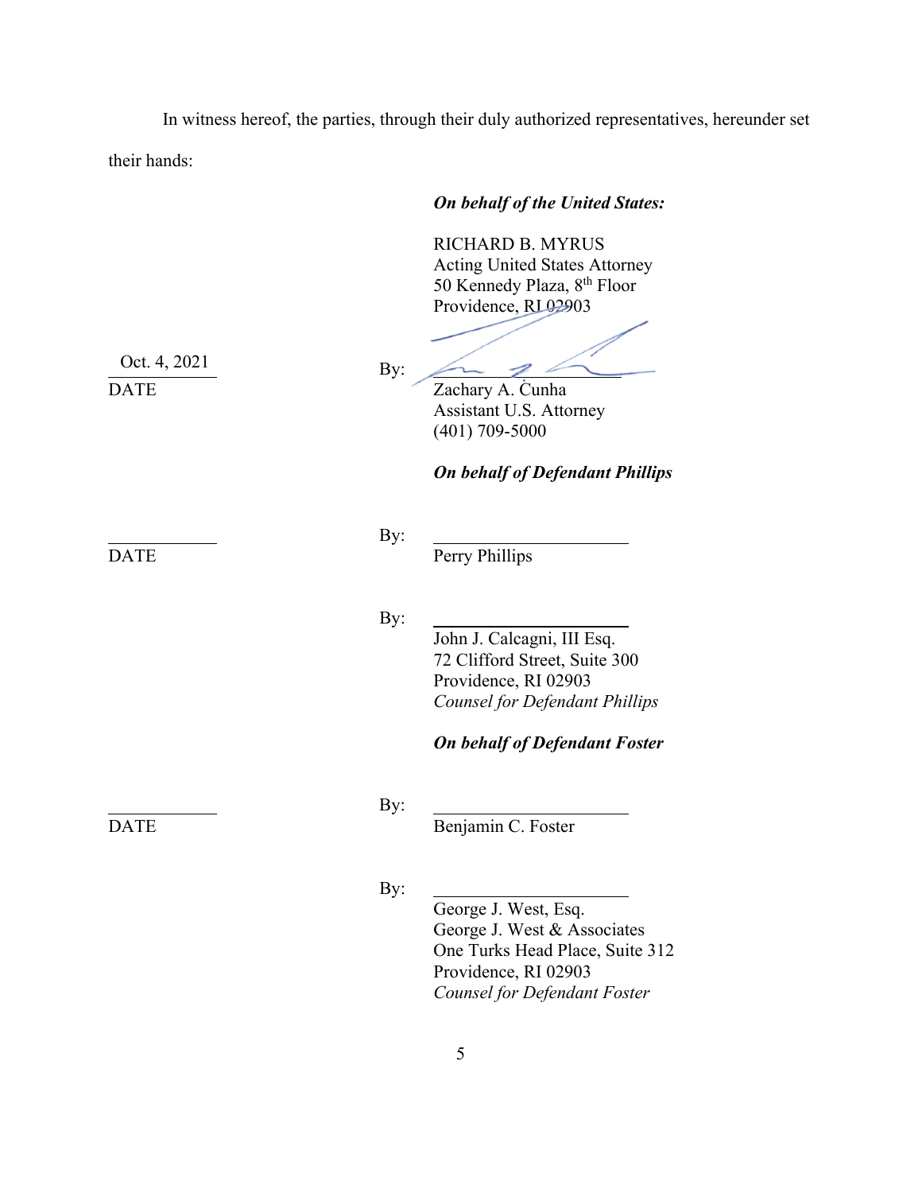In witness hereof, the parties, through their duly authorized representatives, hereunder set their hands:

***On behalf of the United States:***

RICHARD B. MYRUS
Acting United States Attorney
50 Kennedy Plaza, 8th Floor
Providence, RI 02903

Oct. 4, 2021
DATE

By: ______________________
Zachary A. Cunha
Assistant U.S. Attorney
(401) 709-5000

***On behalf of Defendant Phillips***

______________
DATE

By: ______________________
Perry Phillips

By: ______________________
John J. Calcagni, III Esq.
72 Clifford Street, Suite 300
Providence, RI 02903
*Counsel for Defendant Phillips*

***On behalf of Defendant Foster***

______________
DATE

By: ______________________
Benjamin C. Foster

By: ______________________
George J. West, Esq.
George J. West & Associates
One Turks Head Place, Suite 312
Providence, RI 02903
*Counsel for Defendant Foster*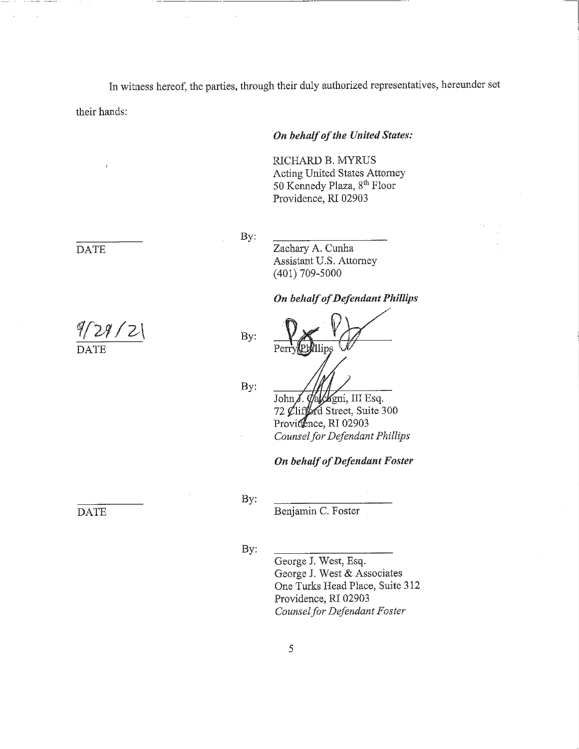In witness hereof, the parties, through their duly authorized representatives, hereunder set their hands:

***On behalf of the United States:***

RICHARD B. MYRUS
Acting United States Attorney
50 Kennedy Plaza, 8th Floor
Providence, RI 02903

_____________ DATE

By: ____________________
Zachary A. Cunha
Assistant U.S. Attorney
(401) 709-5000

***On behalf of Defendant Phillips***

9/29/21
DATE

By: ____________________
Perry Phillips

By: ____________________
John J. Calcagni, III Esq.
72 Clifford Street, Suite 300
Providence, RI 02903
*Counsel for Defendant Phillips*

***On behalf of Defendant Foster***

_____________ DATE

By: ____________________
Benjamin C. Foster

By: ____________________
George J. West, Esq.
George J. West & Associates
One Turks Head Place, Suite 312
Providence, RI 02903
*Counsel for Defendant Foster*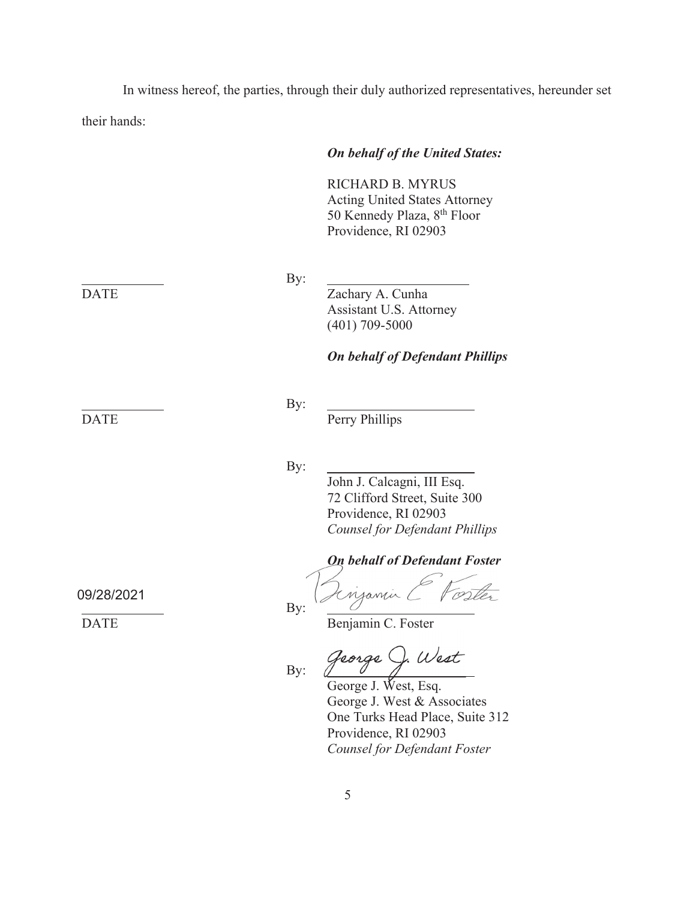In witness hereof, the parties, through their duly authorized representatives, hereunder set their hands:

***On behalf of the United States:***

RICHARD B. MYRUS
Acting United States Attorney
50 Kennedy Plaza, 8th Floor
Providence, RI 02903

______________ By: ______________________
DATE Zachary A. Cunha
Assistant U.S. Attorney
(401) 709-5000

***On behalf of Defendant Phillips***

______________ By: ______________________
DATE Perry Phillips

By: ______________________
John J. Calcagni, III Esq.
72 Clifford Street, Suite 300
Providence, RI 02903
*Counsel for Defendant Phillips*

***On behalf of Defendant Foster***

09/28/2021 By: Benjamin C. Foster
DATE Benjamin C. Foster

By: George J. West
George J. West, Esq.
George J. West & Associates
One Turks Head Place, Suite 312
Providence, RI 02903
*Counsel for Defendant Foster*